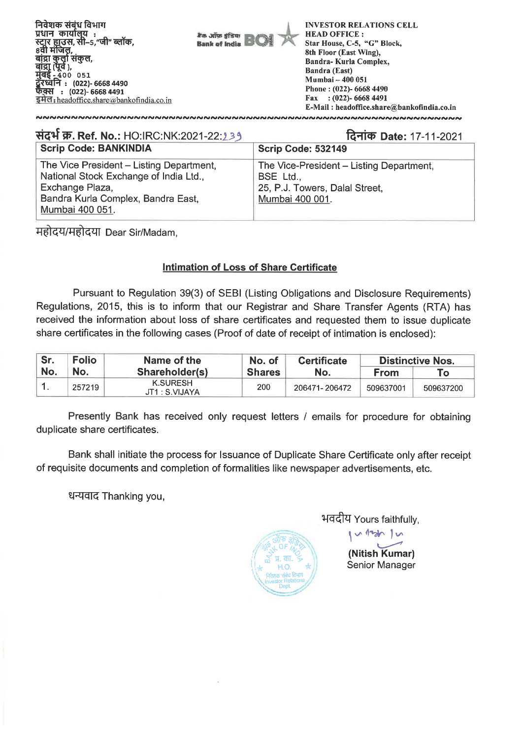निवेशक संबंध विभाग
प्रधान कार्यालय :
स्टार हाउस, सी–5, "जी" ब्लॉक,
8वी मंजिल,
बांद्रा कुर्ला संकुल,
बांद्रा (पूर्व),
मुंबई - 400 051
दूरध्वनि : (022)- 6668 4490
फैक्स : (022)- 6668 4491
इमेल : headoffice.share@bankofindia.co.in

बैंक ऑफ इंडिया Bank of India BOI

INVESTOR RELATIONS CELL
HEAD OFFICE :
Star House, C-5, "G" Block,
8th Floor (East Wing),
Bandra- Kurla Complex,
Bandra (East)
Mumbai – 400 051
Phone : (022)- 6668 4490
Fax : (022)- 6668 4491
E-Mail : headoffice.share@bankofindia.co.in

**संदर्भ क्र. Ref. No.:** HO:IRC:NK:2021-22:239 **दिनांक Date:** 17-11-2021

| Scrip Code: BANKINDIA | Scrip Code: 532149 |
|---|---|
| The Vice President – Listing Department, National Stock Exchange of India Ltd., Exchange Plaza, Bandra Kurla Complex, Bandra East, Mumbai 400 051. | The Vice-President – Listing Department, BSE Ltd., 25, P.J. Towers, Dalal Street, Mumbai 400 001. |

महोदय/महोदया Dear Sir/Madam,

## Intimation of Loss of Share Certificate

Pursuant to Regulation 39(3) of SEBI (Listing Obligations and Disclosure Requirements) Regulations, 2015, this is to inform that our Registrar and Share Transfer Agents (RTA) has received the information about loss of share certificates and requested them to issue duplicate share certificates in the following cases (Proof of date of receipt of intimation is enclosed):

| Sr. No. | Folio No. | Name of the Shareholder(s) | No. of Shares | Certificate No. | Distinctive Nos. | |
|---|---|---|---|---|---|---|
| | | | | | From | To |
| 1. | 257219 | K.SURESH JT1 : S.VIJAYA | 200 | 206471- 206472 | 509637001 | 509637200 |

Presently Bank has received only request letters / emails for procedure for obtaining duplicate share certificates.

Bank shall initiate the process for Issuance of Duplicate Share Certificate only after receipt of requisite documents and completion of formalities like newspaper advertisements, etc.

धन्यवाद Thanking you,

भवदीय Yours faithfully,

**(Nitish Kumar)**
Senior Manager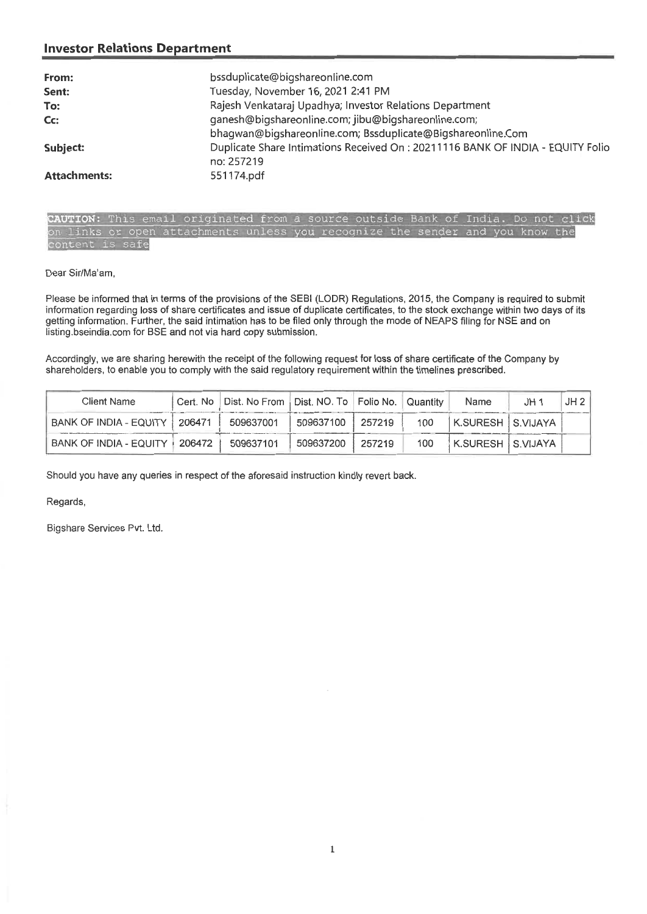## Investor Relations Department

| | |
|---|---|
| **From:** | bssduplicate@bigshareonline.com |
| **Sent:** | Tuesday, November 16, 2021 2:41 PM |
| **To:** | Rajesh Venkataraj Upadhya; Investor Relations Department |
| **Cc:** | ganesh@bigshareonline.com; jibu@bigshareonline.com; bhagwan@bigshareonline.com; Bssduplicate@Bigshareonline.Com |
| **Subject:** | Duplicate Share Intimations Received On : 20211116 BANK OF INDIA - EQUITY Folio no: 257219 |
| **Attachments:** | 551174.pdf |

CAUTION: This email originated from a source outside Bank of India. Do not click on links or open attachments unless you recognize the sender and you know the content is safe

Dear Sir/Ma'am,

Please be informed that in terms of the provisions of the SEBI (LODR) Regulations, 2015, the Company is required to submit information regarding loss of share certificates and issue of duplicate certificates, to the stock exchange within two days of its getting information. Further, the said intimation has to be filed only through the mode of NEAPS filing for NSE and on listing.bseindia.com for BSE and not via hard copy submission.

Accordingly, we are sharing herewith the receipt of the following request for loss of share certificate of the Company by shareholders, to enable you to comply with the said regulatory requirement within the timelines prescribed.

| Client Name | Cert. No | Dist. No From | Dist. NO. To | Folio No. | Quantity | Name | JH 1 | JH 2 |
|---|---|---|---|---|---|---|---|---|
| BANK OF INDIA - EQUITY | 206471 | 509637001 | 509637100 | 257219 | 100 | K.SURESH | S.VIJAYA | |
| BANK OF INDIA - EQUITY | 206472 | 509637101 | 509637200 | 257219 | 100 | K.SURESH | S.VIJAYA | |

Should you have any queries in respect of the aforesaid instruction kindly revert back.

Regards,

Bigshare Services Pvt. Ltd.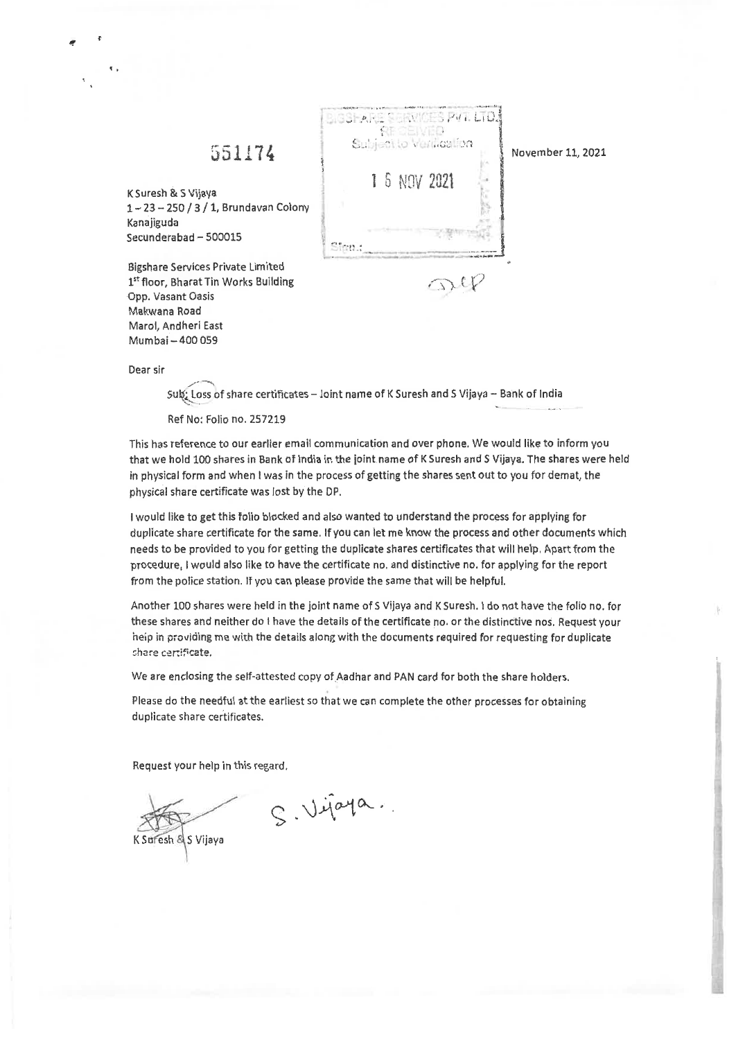551174

BIGSHARE SERVICES PVT. LTD.
RECEIVED
Subject to Verification

15 NOV 2021

Sign.:

November 11, 2021

K Suresh & S Vijaya
1 – 23 – 250 / 3 / 1, Brundavan Colony
Kanajiguda
Secunderabad – 500015

Bigshare Services Private Limited
1st floor, Bharat Tin Works Building
Opp. Vasant Oasis
Makwana Road
Marol, Andheri East
Mumbai – 400 059

Dear sir

Sub: Loss of share certificates – Joint name of K Suresh and S Vijaya – Bank of India

Ref No: Folio no. 257219

This has reference to our earlier email communication and over phone. We would like to inform you that we hold 100 shares in Bank of India in the joint name of K Suresh and S Vijaya. The shares were held in physical form and when I was in the process of getting the shares sent out to you for demat, the physical share certificate was lost by the DP.

I would like to get this folio blocked and also wanted to understand the process for applying for duplicate share certificate for the same. If you can let me know the process and other documents which needs to be provided to you for getting the duplicate shares certificates that will help. Apart from the procedure, I would also like to have the certificate no. and distinctive no. for applying for the report from the police station. If you can please provide the same that will be helpful.

Another 100 shares were held in the joint name of S Vijaya and K Suresh. I do not have the folio no. for these shares and neither do I have the details of the certificate no. or the distinctive nos. Request your help in providing me with the details along with the documents required for requesting for duplicate share certificate.

We are enclosing the self-attested copy of Aadhar and PAN card for both the share holders.

Please do the needful at the earliest so that we can complete the other processes for obtaining duplicate share certificates.

Request your help in this regard.

S. Vijaya.

K Suresh & S Vijaya